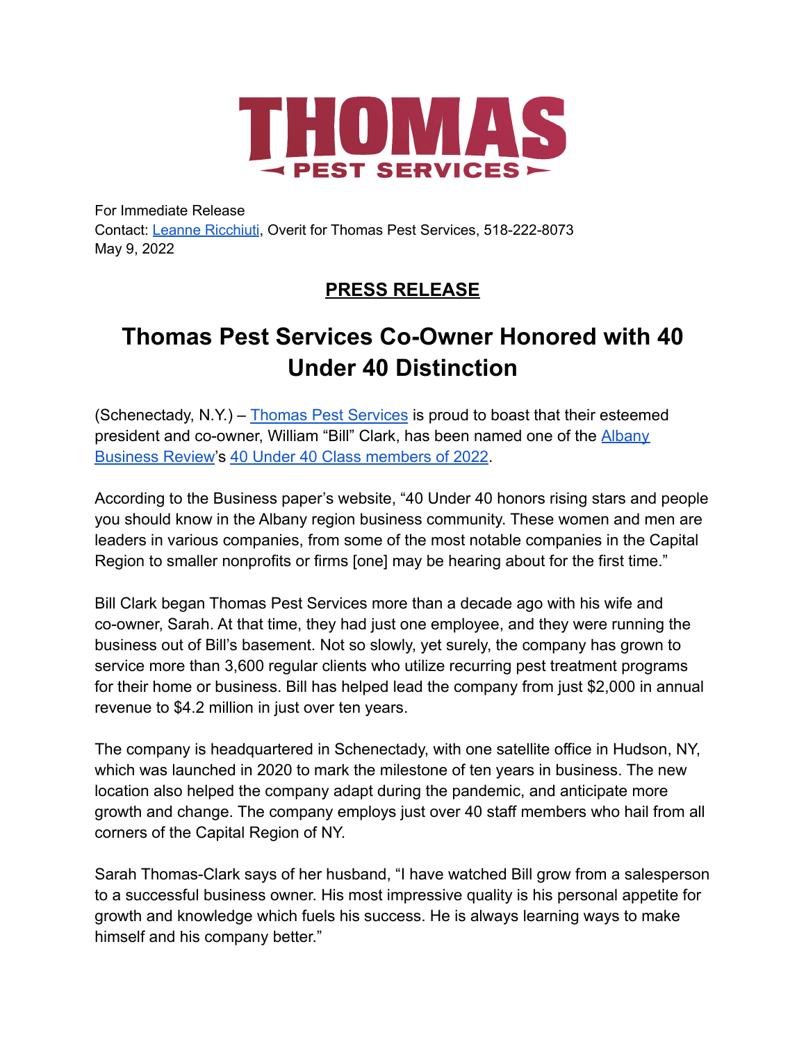THOMAS

PEST SERVICES

For Immediate Release
Contact: Leanne Ricchiuti, Overit for Thomas Pest Services, 518-222-8073
May 9, 2022

**PRESS RELEASE**

# Thomas Pest Services Co-Owner Honored with 40 Under 40 Distinction

(Schenectady, N.Y.) – Thomas Pest Services is proud to boast that their esteemed president and co-owner, William “Bill” Clark, has been named one of the Albany Business Review’s 40 Under 40 Class members of 2022.

According to the Business paper’s website, “40 Under 40 honors rising stars and people you should know in the Albany region business community. These women and men are leaders in various companies, from some of the most notable companies in the Capital Region to smaller nonprofits or firms [one] may be hearing about for the first time.”

Bill Clark began Thomas Pest Services more than a decade ago with his wife and co-owner, Sarah. At that time, they had just one employee, and they were running the business out of Bill’s basement. Not so slowly, yet surely, the company has grown to service more than 3,600 regular clients who utilize recurring pest treatment programs for their home or business. Bill has helped lead the company from just $2,000 in annual revenue to $4.2 million in just over ten years.

The company is headquartered in Schenectady, with one satellite office in Hudson, NY, which was launched in 2020 to mark the milestone of ten years in business. The new location also helped the company adapt during the pandemic, and anticipate more growth and change. The company employs just over 40 staff members who hail from all corners of the Capital Region of NY.

Sarah Thomas-Clark says of her husband, “I have watched Bill grow from a salesperson to a successful business owner. His most impressive quality is his personal appetite for growth and knowledge which fuels his success. He is always learning ways to make himself and his company better.”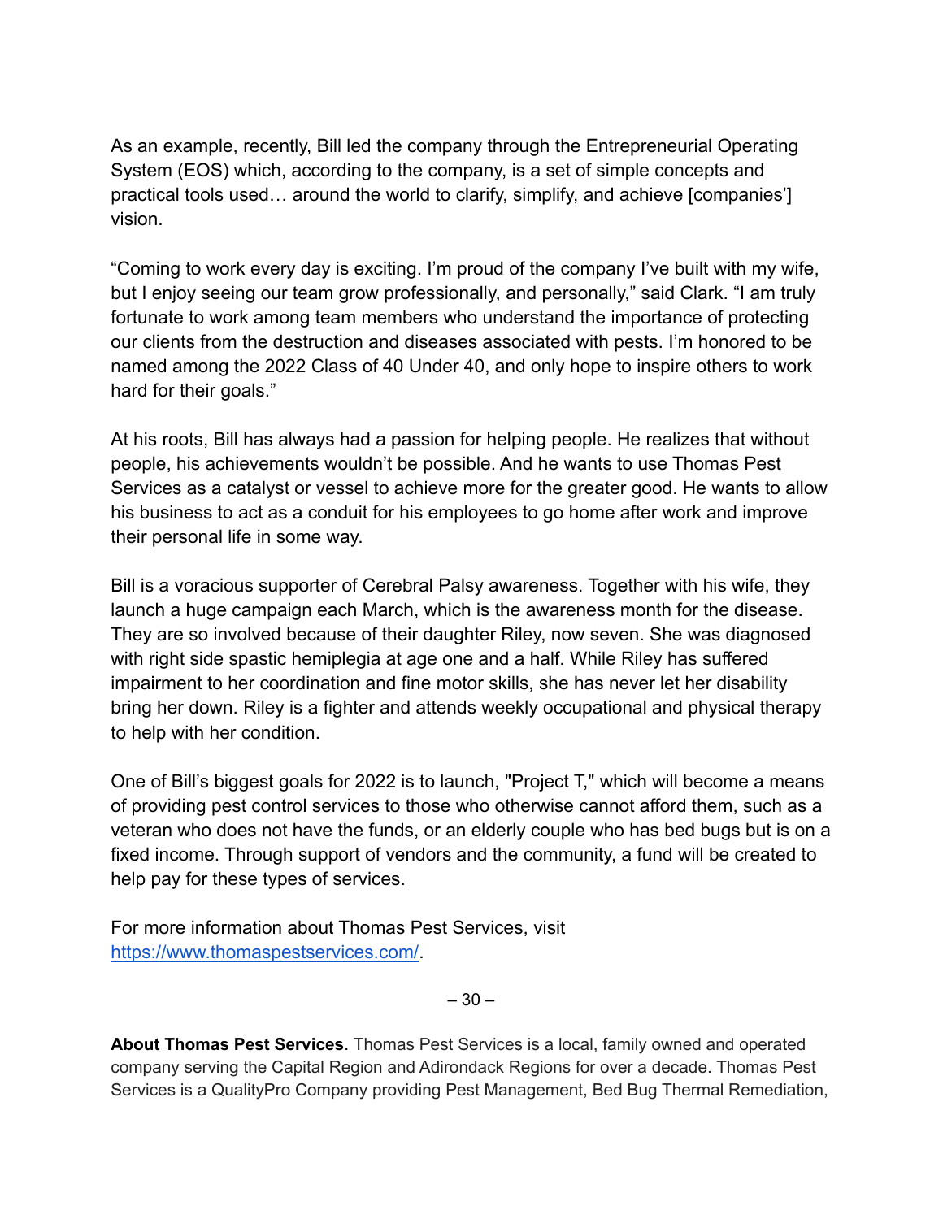As an example, recently, Bill led the company through the Entrepreneurial Operating System (EOS) which, according to the company, is a set of simple concepts and practical tools used… around the world to clarify, simplify, and achieve [companies'] vision.

"Coming to work every day is exciting. I'm proud of the company I've built with my wife, but I enjoy seeing our team grow professionally, and personally," said Clark. "I am truly fortunate to work among team members who understand the importance of protecting our clients from the destruction and diseases associated with pests. I'm honored to be named among the 2022 Class of 40 Under 40, and only hope to inspire others to work hard for their goals."

At his roots, Bill has always had a passion for helping people. He realizes that without people, his achievements wouldn't be possible. And he wants to use Thomas Pest Services as a catalyst or vessel to achieve more for the greater good. He wants to allow his business to act as a conduit for his employees to go home after work and improve their personal life in some way.

Bill is a voracious supporter of Cerebral Palsy awareness. Together with his wife, they launch a huge campaign each March, which is the awareness month for the disease. They are so involved because of their daughter Riley, now seven. She was diagnosed with right side spastic hemiplegia at age one and a half. While Riley has suffered impairment to her coordination and fine motor skills, she has never let her disability bring her down. Riley is a fighter and attends weekly occupational and physical therapy to help with her condition.

One of Bill's biggest goals for 2022 is to launch, "Project T," which will become a means of providing pest control services to those who otherwise cannot afford them, such as a veteran who does not have the funds, or an elderly couple who has bed bugs but is on a fixed income. Through support of vendors and the community, a fund will be created to help pay for these types of services.

For more information about Thomas Pest Services, visit [https://www.thomaspestservices.com/](https://www.thomaspestservices.com/).

– 30 –

**About Thomas Pest Services**. Thomas Pest Services is a local, family owned and operated company serving the Capital Region and Adirondack Regions for over a decade. Thomas Pest Services is a QualityPro Company providing Pest Management, Bed Bug Thermal Remediation,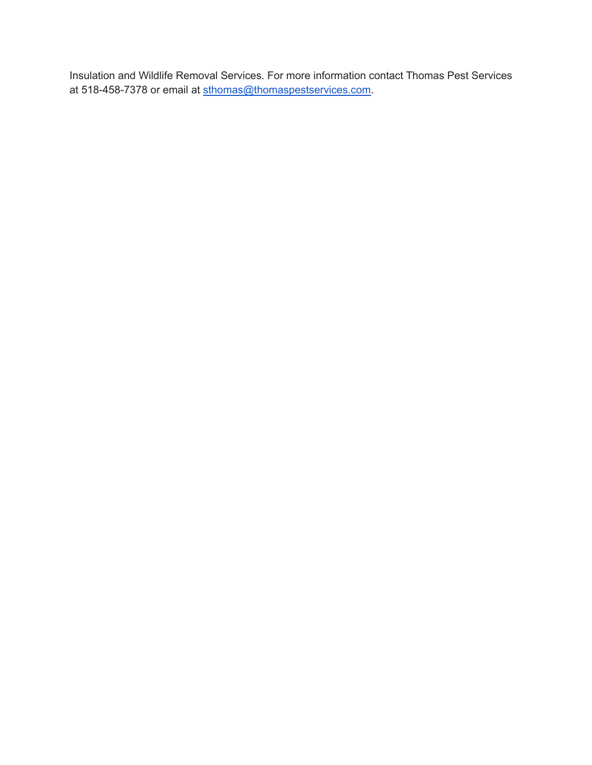Insulation and Wildlife Removal Services. For more information contact Thomas Pest Services at 518-458-7378 or email at sthomas@thomaspestservices.com.